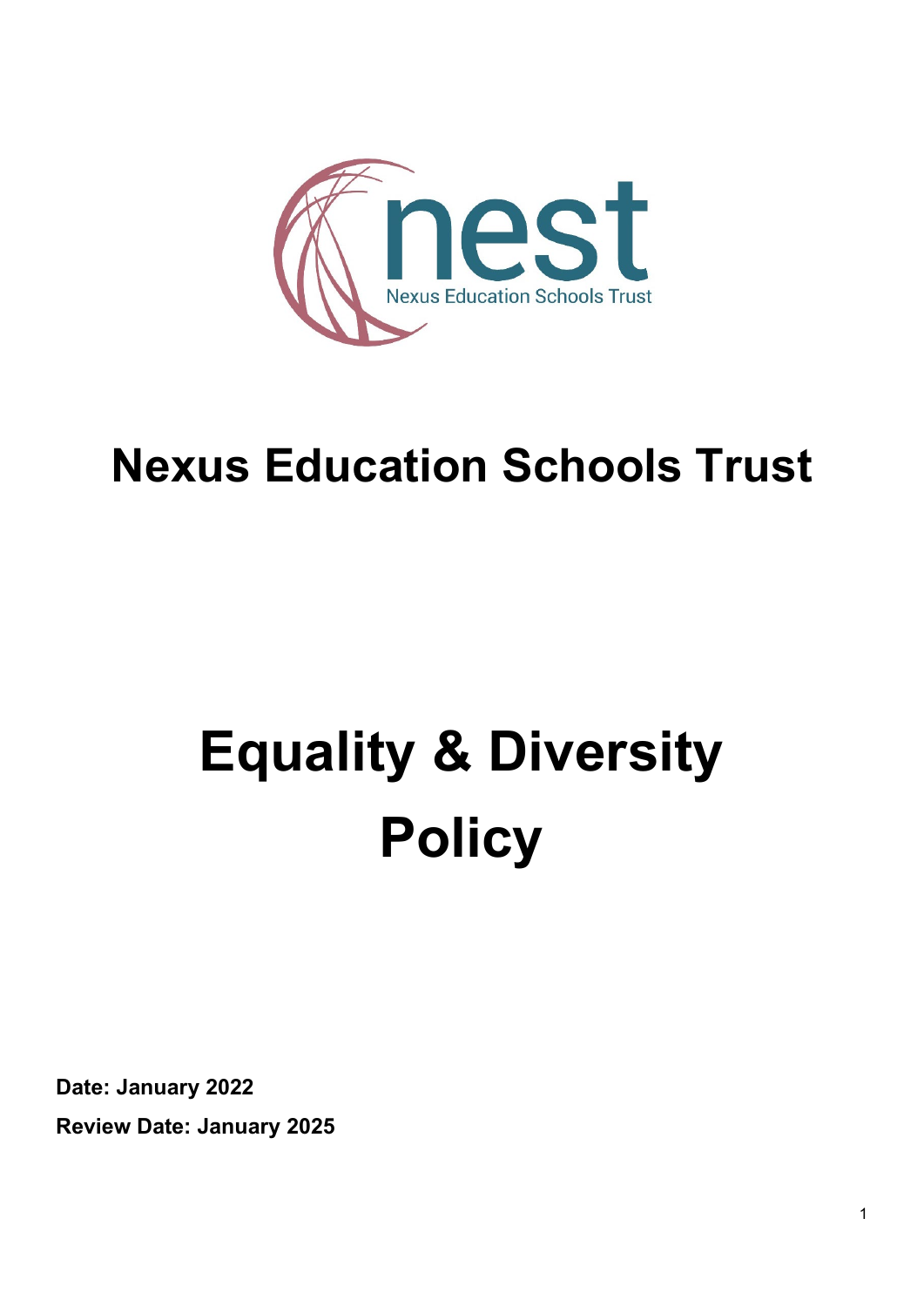nest

Nexus Education Schools Trust

# Nexus Education Schools Trust

# Equality & Diversity Policy

**Date: January 2022**

**Review Date: January 2025**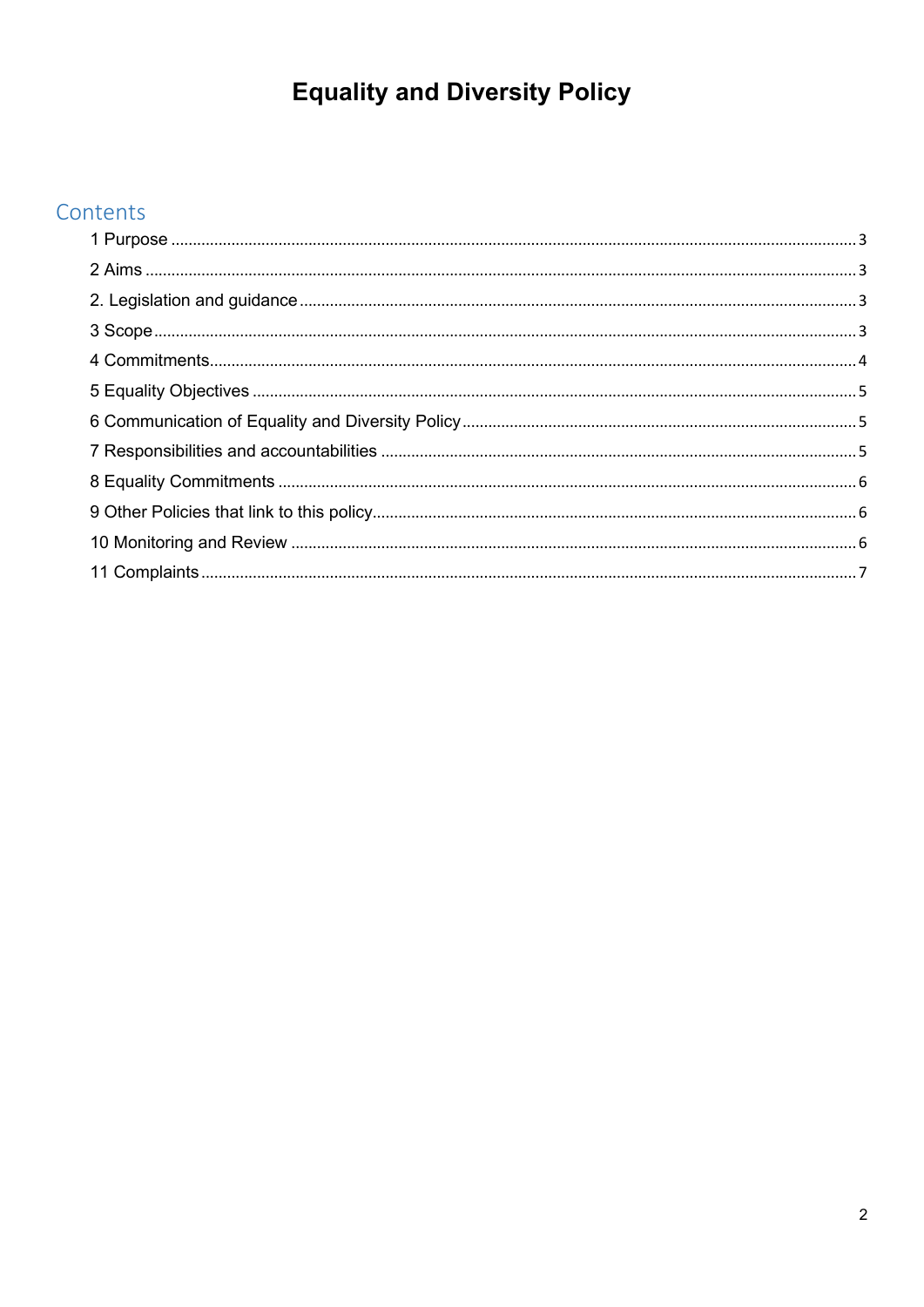# Equality and Diversity Policy

## Contents

1 Purpose ........................................................................................................................................ 3

2 Aims .............................................................................................................................................. 3

2. Legislation and guidance ............................................................................................................ 3

3 Scope ............................................................................................................................................ 3

4 Commitments ................................................................................................................................ 4

5 Equality Objectives ...................................................................................................................... 5

6 Communication of Equality and Diversity Policy ........................................................................ 5

7 Responsibilities and accountabilities .......................................................................................... 5

8 Equality Commitments ................................................................................................................ 6

9 Other Policies that link to this policy ........................................................................................... 6

10 Monitoring and Review .............................................................................................................. 6

11 Complaints .................................................................................................................................. 7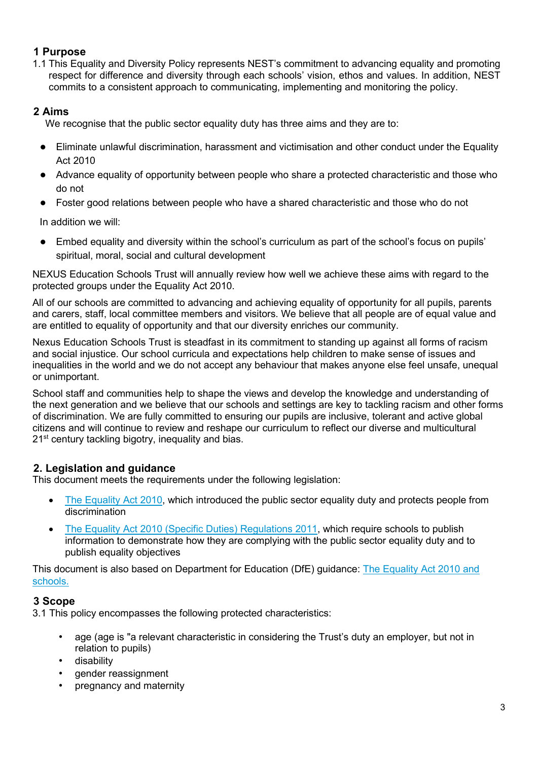## 1 Purpose

1.1 This Equality and Diversity Policy represents NEST's commitment to advancing equality and promoting respect for difference and diversity through each schools' vision, ethos and values. In addition, NEST commits to a consistent approach to communicating, implementing and monitoring the policy.

## 2 Aims

We recognise that the public sector equality duty has three aims and they are to:

- Eliminate unlawful discrimination, harassment and victimisation and other conduct under the Equality Act 2010
- Advance equality of opportunity between people who share a protected characteristic and those who do not
- Foster good relations between people who have a shared characteristic and those who do not

In addition we will:

- Embed equality and diversity within the school's curriculum as part of the school's focus on pupils' spiritual, moral, social and cultural development

NEXUS Education Schools Trust will annually review how well we achieve these aims with regard to the protected groups under the Equality Act 2010.

All of our schools are committed to advancing and achieving equality of opportunity for all pupils, parents and carers, staff, local committee members and visitors. We believe that all people are of equal value and are entitled to equality of opportunity and that our diversity enriches our community.

Nexus Education Schools Trust is steadfast in its commitment to standing up against all forms of racism and social injustice. Our school curricula and expectations help children to make sense of issues and inequalities in the world and we do not accept any behaviour that makes anyone else feel unsafe, unequal or unimportant.

School staff and communities help to shape the views and develop the knowledge and understanding of the next generation and we believe that our schools and settings are key to tackling racism and other forms of discrimination. We are fully committed to ensuring our pupils are inclusive, tolerant and active global citizens and will continue to review and reshape our curriculum to reflect our diverse and multicultural 21st century tackling bigotry, inequality and bias.

## 2. Legislation and guidance

This document meets the requirements under the following legislation:

- The Equality Act 2010, which introduced the public sector equality duty and protects people from discrimination
- The Equality Act 2010 (Specific Duties) Regulations 2011, which require schools to publish information to demonstrate how they are complying with the public sector equality duty and to publish equality objectives

This document is also based on Department for Education (DfE) guidance: The Equality Act 2010 and schools.

## 3 Scope

3.1 This policy encompasses the following protected characteristics:

- age (age is "a relevant characteristic in considering the Trust's duty an employer, but not in relation to pupils)
- disability
- gender reassignment
- pregnancy and maternity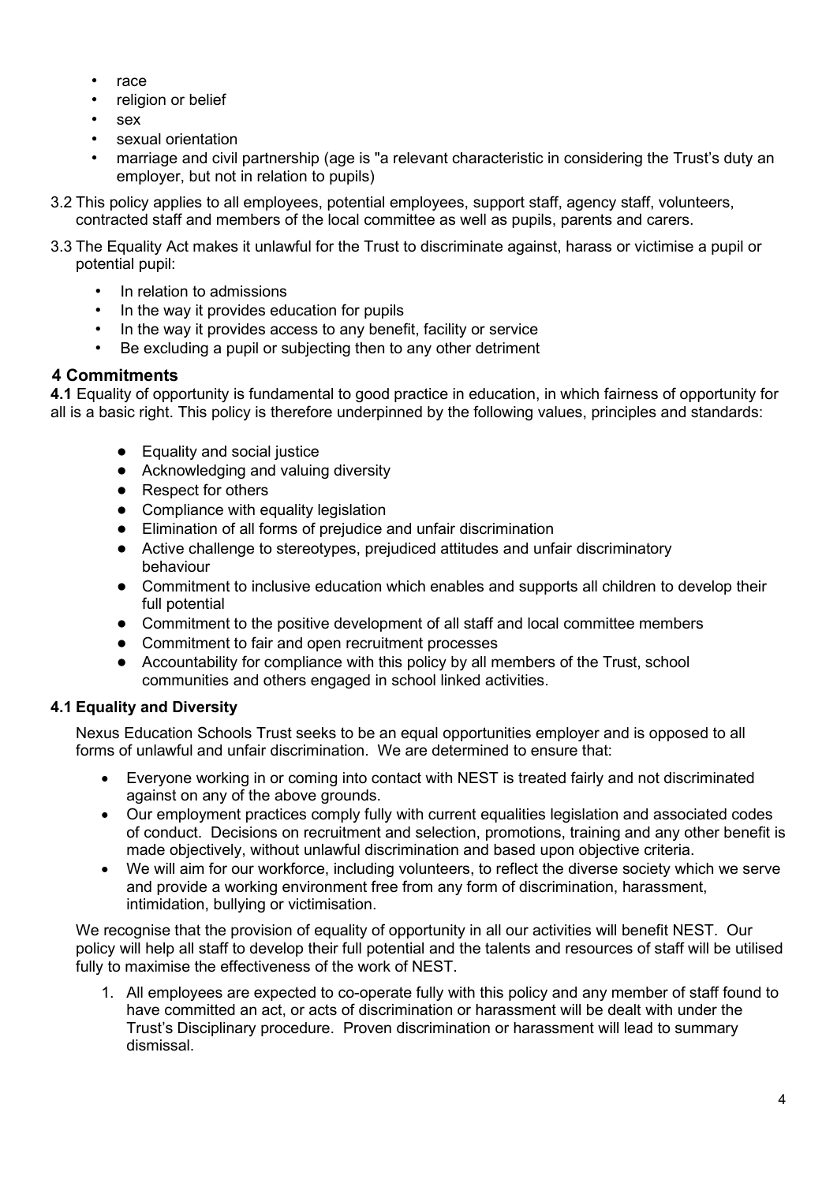- race
- religion or belief
- sex
- sexual orientation
- marriage and civil partnership (age is "a relevant characteristic in considering the Trust's duty an employer, but not in relation to pupils)

3.2 This policy applies to all employees, potential employees, support staff, agency staff, volunteers, contracted staff and members of the local committee as well as pupils, parents and carers.

3.3 The Equality Act makes it unlawful for the Trust to discriminate against, harass or victimise a pupil or potential pupil:

- In relation to admissions
- In the way it provides education for pupils
- In the way it provides access to any benefit, facility or service
- Be excluding a pupil or subjecting then to any other detriment

## 4 Commitments

**4.1** Equality of opportunity is fundamental to good practice in education, in which fairness of opportunity for all is a basic right. This policy is therefore underpinned by the following values, principles and standards:

- Equality and social justice
- Acknowledging and valuing diversity
- Respect for others
- Compliance with equality legislation
- Elimination of all forms of prejudice and unfair discrimination
- Active challenge to stereotypes, prejudiced attitudes and unfair discriminatory behaviour
- Commitment to inclusive education which enables and supports all children to develop their full potential
- Commitment to the positive development of all staff and local committee members
- Commitment to fair and open recruitment processes
- Accountability for compliance with this policy by all members of the Trust, school communities and others engaged in school linked activities.

### 4.1 Equality and Diversity

Nexus Education Schools Trust seeks to be an equal opportunities employer and is opposed to all forms of unlawful and unfair discrimination. We are determined to ensure that:

- Everyone working in or coming into contact with NEST is treated fairly and not discriminated against on any of the above grounds.
- Our employment practices comply fully with current equalities legislation and associated codes of conduct. Decisions on recruitment and selection, promotions, training and any other benefit is made objectively, without unlawful discrimination and based upon objective criteria.
- We will aim for our workforce, including volunteers, to reflect the diverse society which we serve and provide a working environment free from any form of discrimination, harassment, intimidation, bullying or victimisation.

We recognise that the provision of equality of opportunity in all our activities will benefit NEST. Our policy will help all staff to develop their full potential and the talents and resources of staff will be utilised fully to maximise the effectiveness of the work of NEST.

1. All employees are expected to co-operate fully with this policy and any member of staff found to have committed an act, or acts of discrimination or harassment will be dealt with under the Trust's Disciplinary procedure. Proven discrimination or harassment will lead to summary dismissal.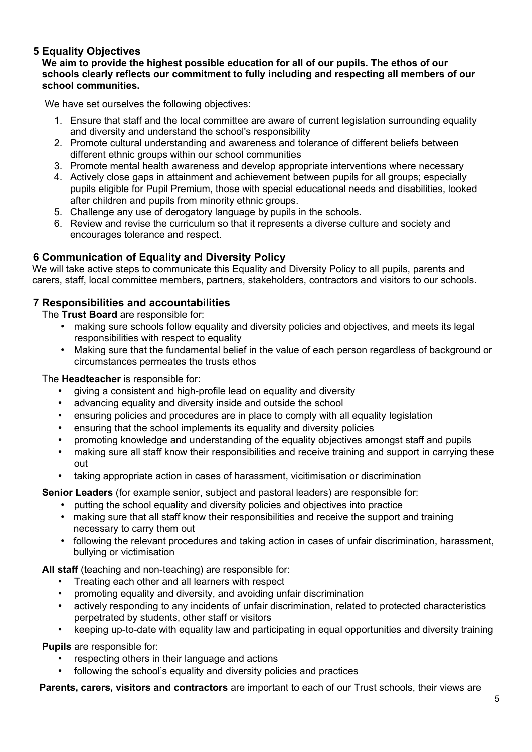## 5 Equality Objectives

**We aim to provide the highest possible education for all of our pupils. The ethos of our schools clearly reflects our commitment to fully including and respecting all members of our school communities.**

We have set ourselves the following objectives:

1. Ensure that staff and the local committee are aware of current legislation surrounding equality and diversity and understand the school's responsibility
2. Promote cultural understanding and awareness and tolerance of different beliefs between different ethnic groups within our school communities
3. Promote mental health awareness and develop appropriate interventions where necessary
4. Actively close gaps in attainment and achievement between pupils for all groups; especially pupils eligible for Pupil Premium, those with special educational needs and disabilities, looked after children and pupils from minority ethnic groups.
5. Challenge any use of derogatory language by pupils in the schools.
6. Review and revise the curriculum so that it represents a diverse culture and society and encourages tolerance and respect.

## 6 Communication of Equality and Diversity Policy

We will take active steps to communicate this Equality and Diversity Policy to all pupils, parents and carers, staff, local committee members, partners, stakeholders, contractors and visitors to our schools.

## 7 Responsibilities and accountabilities

The **Trust Board** are responsible for:

- making sure schools follow equality and diversity policies and objectives, and meets its legal responsibilities with respect to equality
- Making sure that the fundamental belief in the value of each person regardless of background or circumstances permeates the trusts ethos

The **Headteacher** is responsible for:

- giving a consistent and high-profile lead on equality and diversity
- advancing equality and diversity inside and outside the school
- ensuring policies and procedures are in place to comply with all equality legislation
- ensuring that the school implements its equality and diversity policies
- promoting knowledge and understanding of the equality objectives amongst staff and pupils
- making sure all staff know their responsibilities and receive training and support in carrying these out
- taking appropriate action in cases of harassment, vicitimisation or discrimination

**Senior Leaders** (for example senior, subject and pastoral leaders) are responsible for:

- putting the school equality and diversity policies and objectives into practice
- making sure that all staff know their responsibilities and receive the support and training necessary to carry them out
- following the relevant procedures and taking action in cases of unfair discrimination, harassment, bullying or victimisation

**All staff** (teaching and non-teaching) are responsible for:

- Treating each other and all learners with respect
- promoting equality and diversity, and avoiding unfair discrimination
- actively responding to any incidents of unfair discrimination, related to protected characteristics perpetrated by students, other staff or visitors
- keeping up-to-date with equality law and participating in equal opportunities and diversity training

**Pupils** are responsible for:

- respecting others in their language and actions
- following the school's equality and diversity policies and practices

**Parents, carers, visitors and contractors** are important to each of our Trust schools, their views are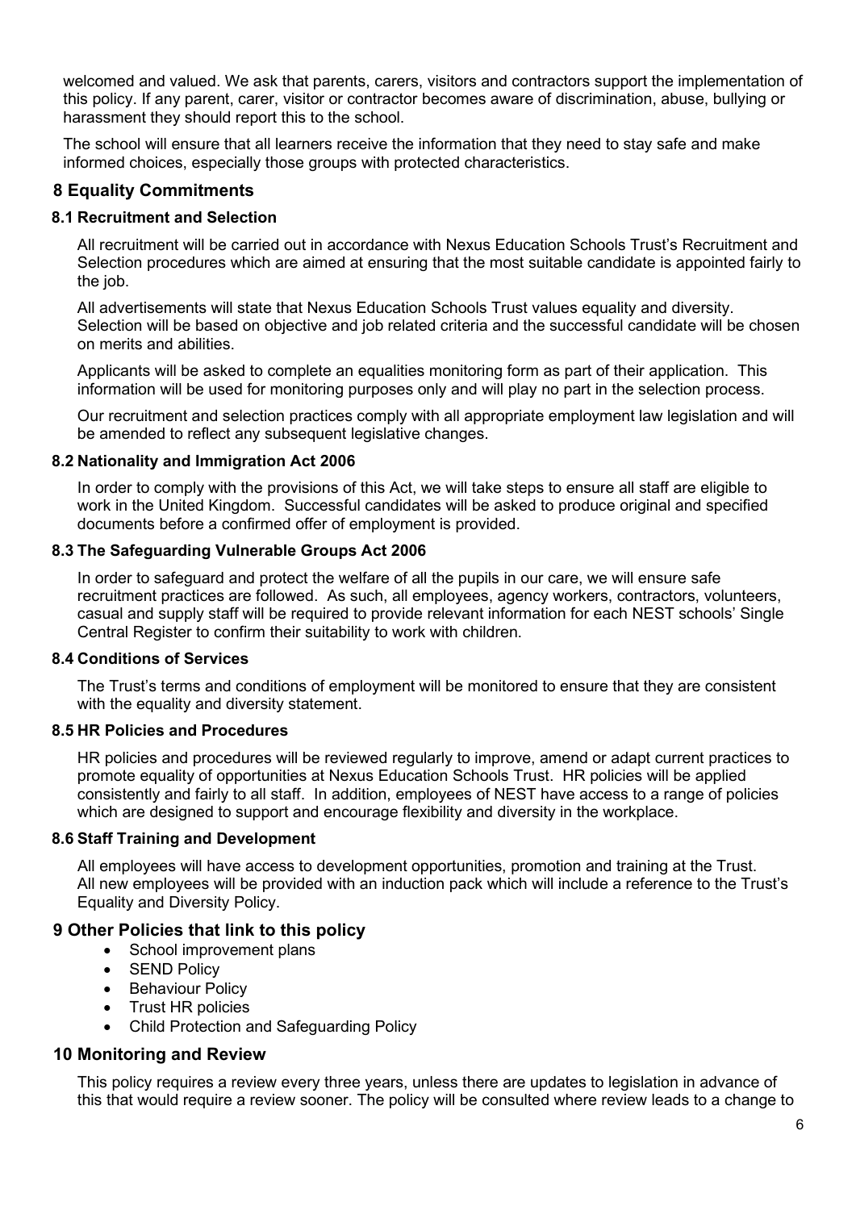welcomed and valued. We ask that parents, carers, visitors and contractors support the implementation of this policy. If any parent, carer, visitor or contractor becomes aware of discrimination, abuse, bullying or harassment they should report this to the school.

The school will ensure that all learners receive the information that they need to stay safe and make informed choices, especially those groups with protected characteristics.

## 8 Equality Commitments

### 8.1 Recruitment and Selection

All recruitment will be carried out in accordance with Nexus Education Schools Trust's Recruitment and Selection procedures which are aimed at ensuring that the most suitable candidate is appointed fairly to the job.

All advertisements will state that Nexus Education Schools Trust values equality and diversity. Selection will be based on objective and job related criteria and the successful candidate will be chosen on merits and abilities.

Applicants will be asked to complete an equalities monitoring form as part of their application. This information will be used for monitoring purposes only and will play no part in the selection process.

Our recruitment and selection practices comply with all appropriate employment law legislation and will be amended to reflect any subsequent legislative changes.

### 8.2 Nationality and Immigration Act 2006

In order to comply with the provisions of this Act, we will take steps to ensure all staff are eligible to work in the United Kingdom. Successful candidates will be asked to produce original and specified documents before a confirmed offer of employment is provided.

### 8.3 The Safeguarding Vulnerable Groups Act 2006

In order to safeguard and protect the welfare of all the pupils in our care, we will ensure safe recruitment practices are followed. As such, all employees, agency workers, contractors, volunteers, casual and supply staff will be required to provide relevant information for each NEST schools' Single Central Register to confirm their suitability to work with children.

### 8.4 Conditions of Services

The Trust's terms and conditions of employment will be monitored to ensure that they are consistent with the equality and diversity statement.

### 8.5 HR Policies and Procedures

HR policies and procedures will be reviewed regularly to improve, amend or adapt current practices to promote equality of opportunities at Nexus Education Schools Trust. HR policies will be applied consistently and fairly to all staff. In addition, employees of NEST have access to a range of policies which are designed to support and encourage flexibility and diversity in the workplace.

### 8.6 Staff Training and Development

All employees will have access to development opportunities, promotion and training at the Trust. All new employees will be provided with an induction pack which will include a reference to the Trust's Equality and Diversity Policy.

## 9 Other Policies that link to this policy

- School improvement plans
- SEND Policy
- Behaviour Policy
- Trust HR policies
- Child Protection and Safeguarding Policy

## 10 Monitoring and Review

This policy requires a review every three years, unless there are updates to legislation in advance of this that would require a review sooner. The policy will be consulted where review leads to a change to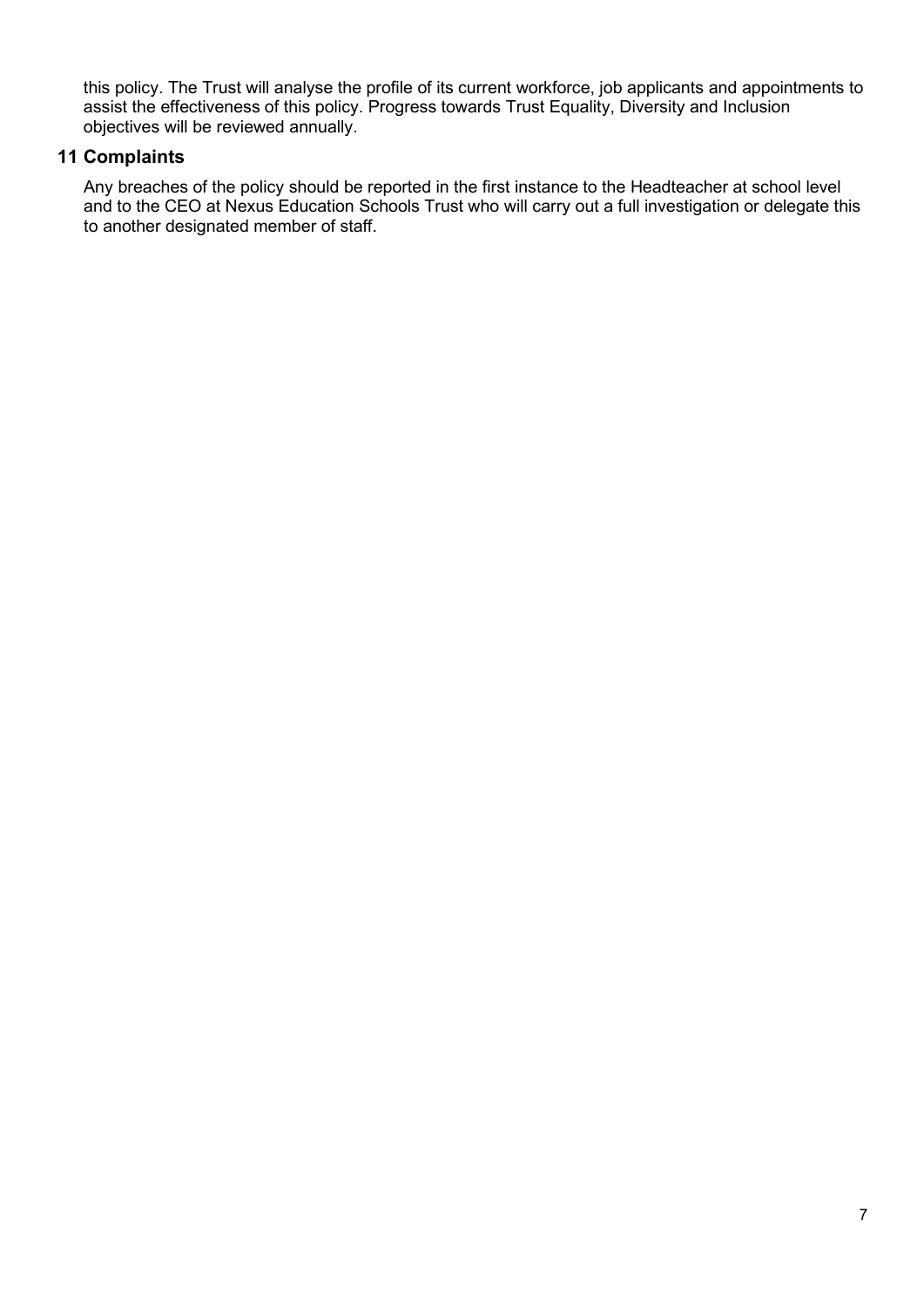this policy. The Trust will analyse the profile of its current workforce, job applicants and appointments to assist the effectiveness of this policy. Progress towards Trust Equality, Diversity and Inclusion objectives will be reviewed annually.

## 11 Complaints

Any breaches of the policy should be reported in the first instance to the Headteacher at school level and to the CEO at Nexus Education Schools Trust who will carry out a full investigation or delegate this to another designated member of staff.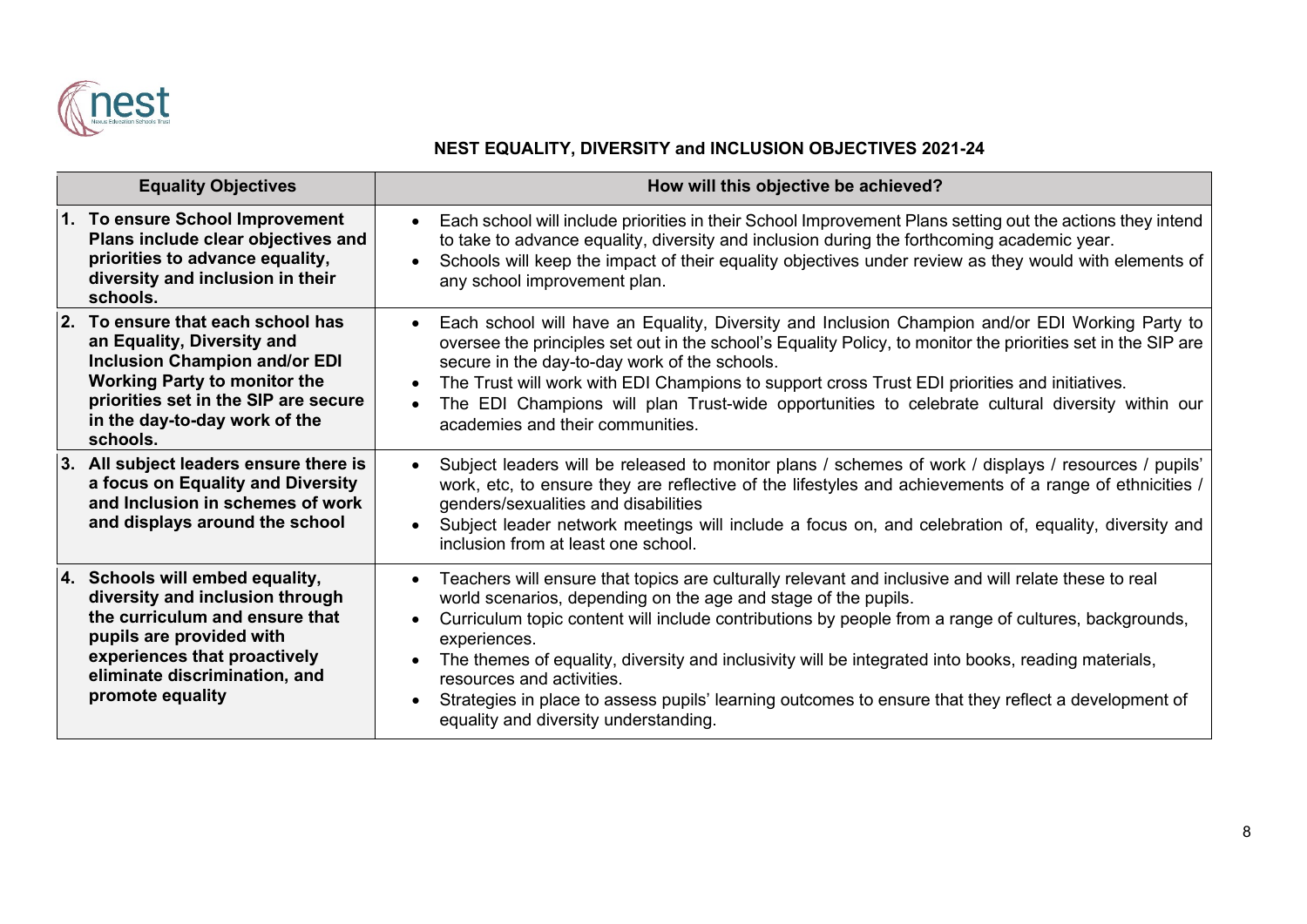## NEST EQUALITY, DIVERSITY and INCLUSION OBJECTIVES 2021-24

| Equality Objectives | How will this objective be achieved? |
|---|---|
| **1. To ensure School Improvement Plans include clear objectives and priorities to advance equality, diversity and inclusion in their schools.** | • Each school will include priorities in their School Improvement Plans setting out the actions they intend to take to advance equality, diversity and inclusion during the forthcoming academic year.<br>• Schools will keep the impact of their equality objectives under review as they would with elements of any school improvement plan. |
| **2. To ensure that each school has an Equality, Diversity and Inclusion Champion and/or EDI Working Party to monitor the priorities set in the SIP are secure in the day-to-day work of the schools.** | • Each school will have an Equality, Diversity and Inclusion Champion and/or EDI Working Party to oversee the principles set out in the school's Equality Policy, to monitor the priorities set in the SIP are secure in the day-to-day work of the schools.<br>• The Trust will work with EDI Champions to support cross Trust EDI priorities and initiatives.<br>• The EDI Champions will plan Trust-wide opportunities to celebrate cultural diversity within our academies and their communities. |
| **3. All subject leaders ensure there is a focus on Equality and Diversity and Inclusion in schemes of work and displays around the school** | • Subject leaders will be released to monitor plans / schemes of work / displays / resources / pupils' work, etc, to ensure they are reflective of the lifestyles and achievements of a range of ethnicities / genders/sexualities and disabilities<br>• Subject leader network meetings will include a focus on, and celebration of, equality, diversity and inclusion from at least one school. |
| **4. Schools will embed equality, diversity and inclusion through the curriculum and ensure that pupils are provided with experiences that proactively eliminate discrimination, and promote equality** | • Teachers will ensure that topics are culturally relevant and inclusive and will relate these to real world scenarios, depending on the age and stage of the pupils.<br>• Curriculum topic content will include contributions by people from a range of cultures, backgrounds, experiences.<br>• The themes of equality, diversity and inclusivity will be integrated into books, reading materials, resources and activities.<br>• Strategies in place to assess pupils' learning outcomes to ensure that they reflect a development of equality and diversity understanding. |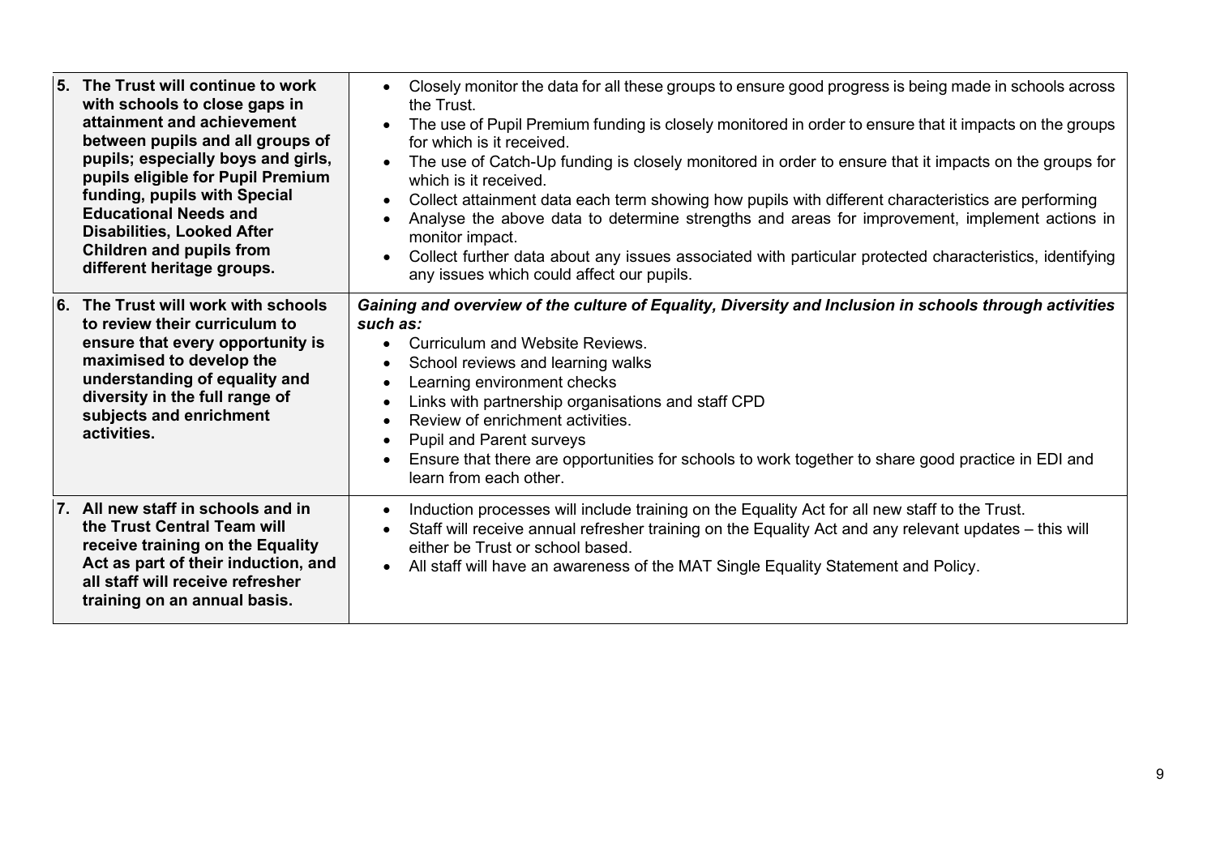| | |
|---|---|
| **5. The Trust will continue to work with schools to close gaps in attainment and achievement between pupils and all groups of pupils; especially boys and girls, pupils eligible for Pupil Premium funding, pupils with Special Educational Needs and Disabilities, Looked After Children and pupils from different heritage groups.** | • Closely monitor the data for all these groups to ensure good progress is being made in schools across the Trust.<br>• The use of Pupil Premium funding is closely monitored in order to ensure that it impacts on the groups for which is it received.<br>• The use of Catch-Up funding is closely monitored in order to ensure that it impacts on the groups for which is it received.<br>• Collect attainment data each term showing how pupils with different characteristics are performing<br>• Analyse the above data to determine strengths and areas for improvement, implement actions in monitor impact.<br>• Collect further data about any issues associated with particular protected characteristics, identifying any issues which could affect our pupils. |
| **6. The Trust will work with schools to review their curriculum to ensure that every opportunity is maximised to develop the understanding of equality and diversity in the full range of subjects and enrichment activities.** | ***Gaining and overview of the culture of Equality, Diversity and Inclusion in schools through activities such as:***<br>• Curriculum and Website Reviews.<br>• School reviews and learning walks<br>• Learning environment checks<br>• Links with partnership organisations and staff CPD<br>• Review of enrichment activities.<br>• Pupil and Parent surveys<br>• Ensure that there are opportunities for schools to work together to share good practice in EDI and learn from each other. |
| **7. All new staff in schools and in the Trust Central Team will receive training on the Equality Act as part of their induction, and all staff will receive refresher training on an annual basis.** | • Induction processes will include training on the Equality Act for all new staff to the Trust.<br>• Staff will receive annual refresher training on the Equality Act and any relevant updates – this will either be Trust or school based.<br>• All staff will have an awareness of the MAT Single Equality Statement and Policy. |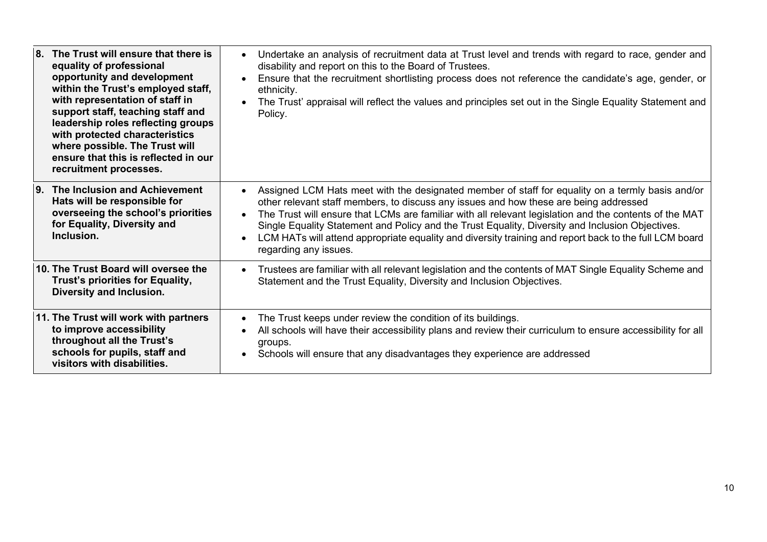| | |
|---|---|
| **8. The Trust will ensure that there is equality of professional opportunity and development within the Trust's employed staff, with representation of staff in support staff, teaching staff and leadership roles reflecting groups with protected characteristics where possible. The Trust will ensure that this is reflected in our recruitment processes.** | • Undertake an analysis of recruitment data at Trust level and trends with regard to race, gender and disability and report on this to the Board of Trustees.<br>• Ensure that the recruitment shortlisting process does not reference the candidate's age, gender, or ethnicity.<br>• The Trust' appraisal will reflect the values and principles set out in the Single Equality Statement and Policy. |
| **9. The Inclusion and Achievement Hats will be responsible for overseeing the school's priorities for Equality, Diversity and Inclusion.** | • Assigned LCM Hats meet with the designated member of staff for equality on a termly basis and/or other relevant staff members, to discuss any issues and how these are being addressed<br>• The Trust will ensure that LCMs are familiar with all relevant legislation and the contents of the MAT Single Equality Statement and Policy and the Trust Equality, Diversity and Inclusion Objectives.<br>• LCM HATs will attend appropriate equality and diversity training and report back to the full LCM board regarding any issues. |
| **10. The Trust Board will oversee the Trust's priorities for Equality, Diversity and Inclusion.** | • Trustees are familiar with all relevant legislation and the contents of MAT Single Equality Scheme and Statement and the Trust Equality, Diversity and Inclusion Objectives. |
| **11. The Trust will work with partners to improve accessibility throughout all the Trust's schools for pupils, staff and visitors with disabilities.** | • The Trust keeps under review the condition of its buildings.<br>• All schools will have their accessibility plans and review their curriculum to ensure accessibility for all groups.<br>• Schools will ensure that any disadvantages they experience are addressed |